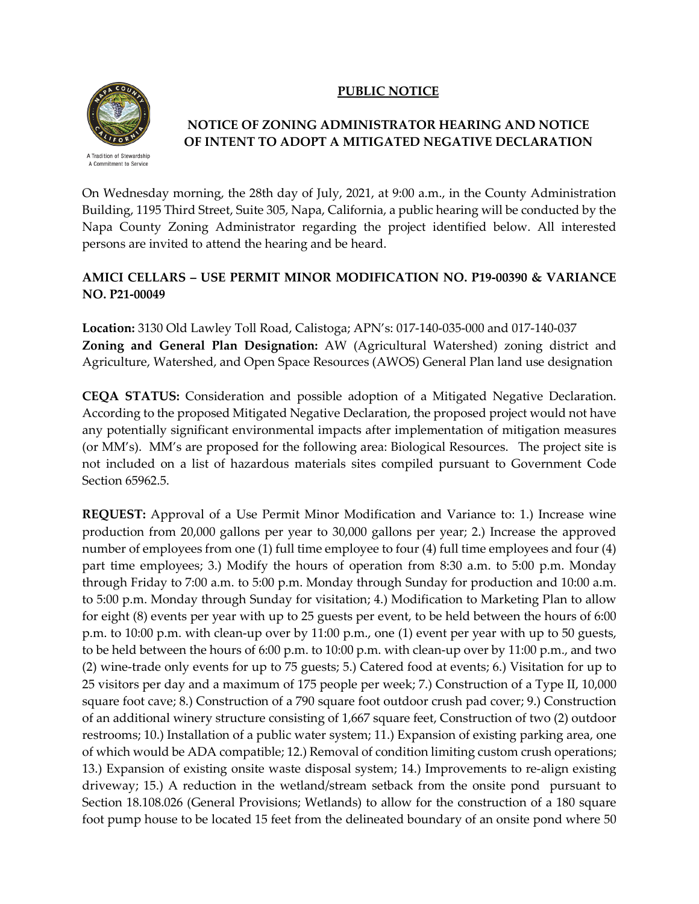A Tradition of Stewardship
A Commitment to Service

# PUBLIC NOTICE

## NOTICE OF ZONING ADMINISTRATOR HEARING AND NOTICE OF INTENT TO ADOPT A MITIGATED NEGATIVE DECLARATION

On Wednesday morning, the 28th day of July, 2021, at 9:00 a.m., in the County Administration Building, 1195 Third Street, Suite 305, Napa, California, a public hearing will be conducted by the Napa County Zoning Administrator regarding the project identified below. All interested persons are invited to attend the hearing and be heard.

**AMICI CELLARS – USE PERMIT MINOR MODIFICATION NO. P19-00390 & VARIANCE NO. P21-00049**

**Location:** 3130 Old Lawley Toll Road, Calistoga; APN's: 017-140-035-000 and 017-140-037
**Zoning and General Plan Designation:** AW (Agricultural Watershed) zoning district and Agriculture, Watershed, and Open Space Resources (AWOS) General Plan land use designation

**CEQA STATUS:** Consideration and possible adoption of a Mitigated Negative Declaration. According to the proposed Mitigated Negative Declaration, the proposed project would not have any potentially significant environmental impacts after implementation of mitigation measures (or MM's). MM's are proposed for the following area: Biological Resources. The project site is not included on a list of hazardous materials sites compiled pursuant to Government Code Section 65962.5.

**REQUEST:** Approval of a Use Permit Minor Modification and Variance to: 1.) Increase wine production from 20,000 gallons per year to 30,000 gallons per year; 2.) Increase the approved number of employees from one (1) full time employee to four (4) full time employees and four (4) part time employees; 3.) Modify the hours of operation from 8:30 a.m. to 5:00 p.m. Monday through Friday to 7:00 a.m. to 5:00 p.m. Monday through Sunday for production and 10:00 a.m. to 5:00 p.m. Monday through Sunday for visitation; 4.) Modification to Marketing Plan to allow for eight (8) events per year with up to 25 guests per event, to be held between the hours of 6:00 p.m. to 10:00 p.m. with clean-up over by 11:00 p.m., one (1) event per year with up to 50 guests, to be held between the hours of 6:00 p.m. to 10:00 p.m. with clean-up over by 11:00 p.m., and two (2) wine-trade only events for up to 75 guests; 5.) Catered food at events; 6.) Visitation for up to 25 visitors per day and a maximum of 175 people per week; 7.) Construction of a Type II, 10,000 square foot cave; 8.) Construction of a 790 square foot outdoor crush pad cover; 9.) Construction of an additional winery structure consisting of 1,667 square feet, Construction of two (2) outdoor restrooms; 10.) Installation of a public water system; 11.) Expansion of existing parking area, one of which would be ADA compatible; 12.) Removal of condition limiting custom crush operations; 13.) Expansion of existing onsite waste disposal system; 14.) Improvements to re-align existing driveway; 15.) A reduction in the wetland/stream setback from the onsite pond pursuant to Section 18.108.026 (General Provisions; Wetlands) to allow for the construction of a 180 square foot pump house to be located 15 feet from the delineated boundary of an onsite pond where 50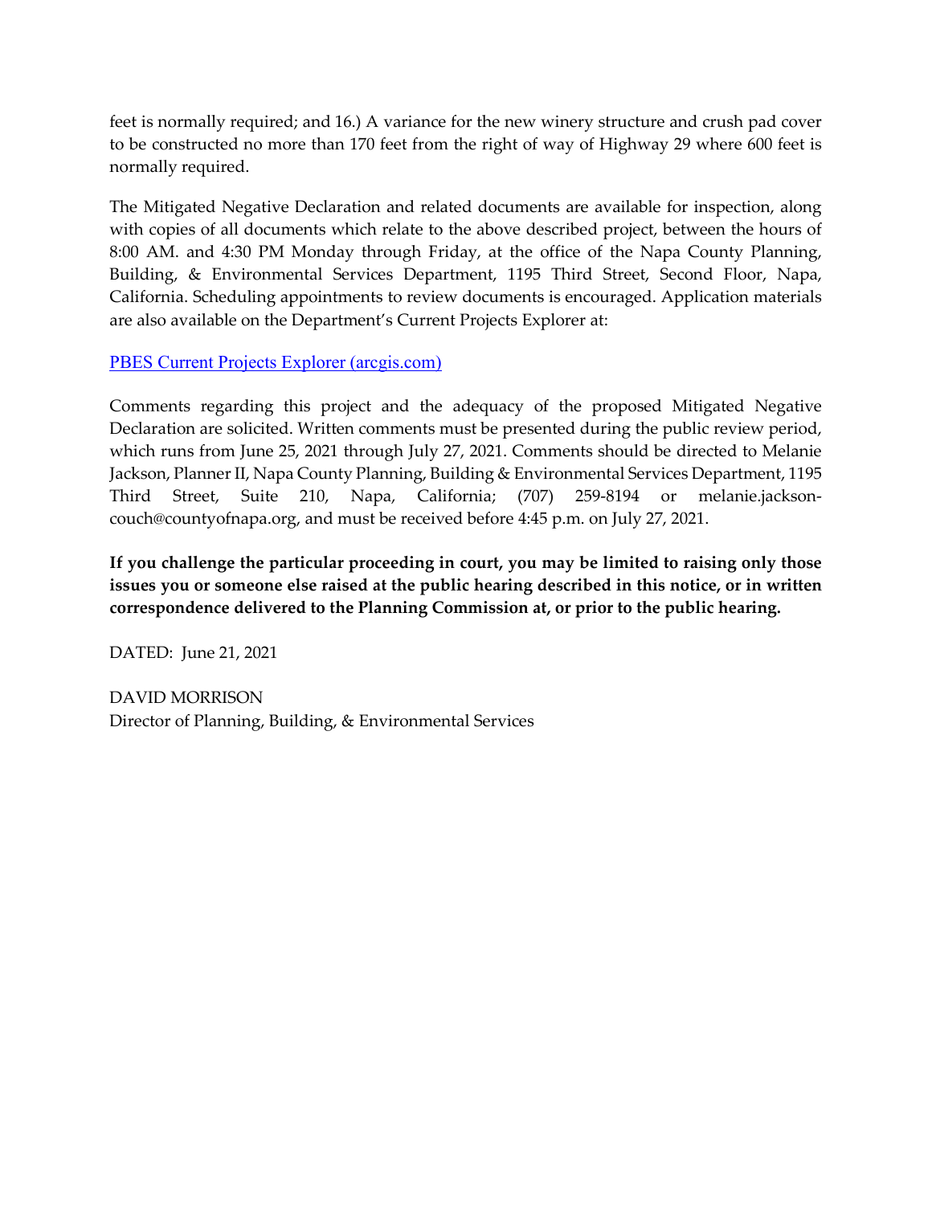feet is normally required; and 16.) A variance for the new winery structure and crush pad cover to be constructed no more than 170 feet from the right of way of Highway 29 where 600 feet is normally required.

The Mitigated Negative Declaration and related documents are available for inspection, along with copies of all documents which relate to the above described project, between the hours of 8:00 AM. and 4:30 PM Monday through Friday, at the office of the Napa County Planning, Building, & Environmental Services Department, 1195 Third Street, Second Floor, Napa, California. Scheduling appointments to review documents is encouraged. Application materials are also available on the Department's Current Projects Explorer at:

[PBES Current Projects Explorer (arcgis.com)]

Comments regarding this project and the adequacy of the proposed Mitigated Negative Declaration are solicited. Written comments must be presented during the public review period, which runs from June 25, 2021 through July 27, 2021. Comments should be directed to Melanie Jackson, Planner II, Napa County Planning, Building & Environmental Services Department, 1195 Third Street, Suite 210, Napa, California; (707) 259-8194 or melanie.jackson-couch@countyofnapa.org, and must be received before 4:45 p.m. on July 27, 2021.

**If you challenge the particular proceeding in court, you may be limited to raising only those issues you or someone else raised at the public hearing described in this notice, or in written correspondence delivered to the Planning Commission at, or prior to the public hearing.**

DATED: June 21, 2021

DAVID MORRISON
Director of Planning, Building, & Environmental Services